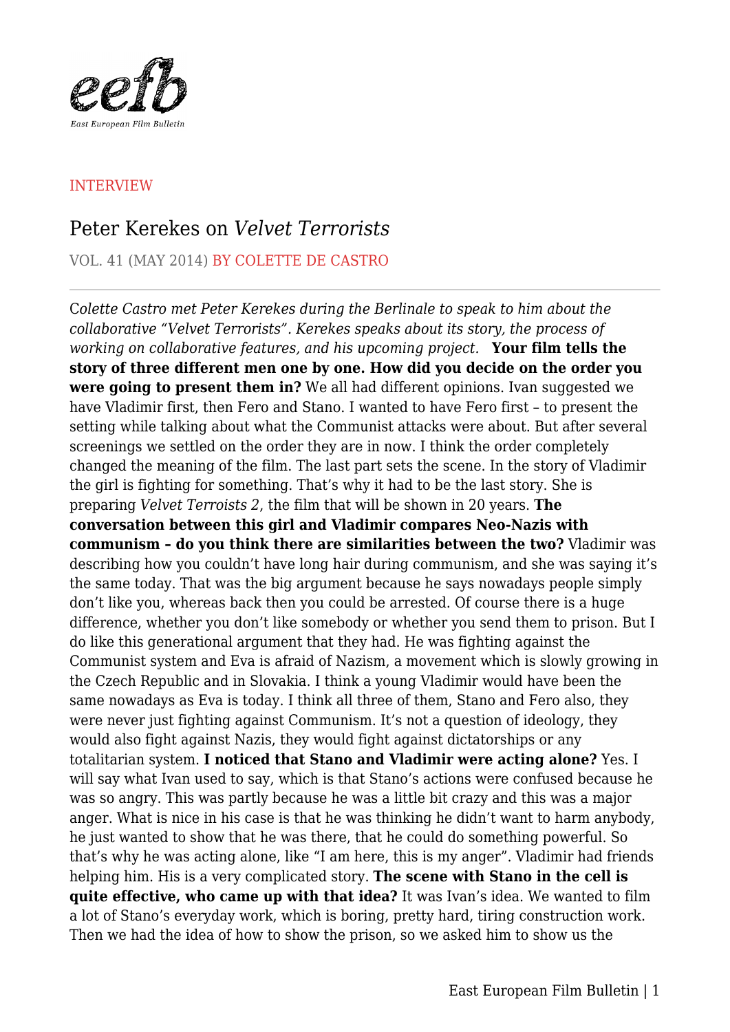INTERVIEW

# Peter Kerekes on *Velvet Terrorists*

VOL. 41 (MAY 2014) BY COLETTE DE CASTRO

*Colette Castro met Peter Kerekes during the Berlinale to speak to him about the collaborative "Velvet Terrorists". Kerekes speaks about its story, the process of working on collaborative features, and his upcoming project.* **Your film tells the story of three different men one by one. How did you decide on the order you were going to present them in?** We all had different opinions. Ivan suggested we have Vladimir first, then Fero and Stano. I wanted to have Fero first – to present the setting while talking about what the Communist attacks were about. But after several screenings we settled on the order they are in now. I think the order completely changed the meaning of the film. The last part sets the scene. In the story of Vladimir the girl is fighting for something. That's why it had to be the last story. She is preparing *Velvet Terroists 2*, the film that will be shown in 20 years. **The conversation between this girl and Vladimir compares Neo-Nazis with communism – do you think there are similarities between the two?** Vladimir was describing how you couldn't have long hair during communism, and she was saying it's the same today. That was the big argument because he says nowadays people simply don't like you, whereas back then you could be arrested. Of course there is a huge difference, whether you don't like somebody or whether you send them to prison. But I do like this generational argument that they had. He was fighting against the Communist system and Eva is afraid of Nazism, a movement which is slowly growing in the Czech Republic and in Slovakia. I think a young Vladimir would have been the same nowadays as Eva is today. I think all three of them, Stano and Fero also, they were never just fighting against Communism. It's not a question of ideology, they would also fight against Nazis, they would fight against dictatorships or any totalitarian system. **I noticed that Stano and Vladimir were acting alone?** Yes. I will say what Ivan used to say, which is that Stano's actions were confused because he was so angry. This was partly because he was a little bit crazy and this was a major anger. What is nice in his case is that he was thinking he didn't want to harm anybody, he just wanted to show that he was there, that he could do something powerful. So that's why he was acting alone, like "I am here, this is my anger". Vladimir had friends helping him. His is a very complicated story. **The scene with Stano in the cell is quite effective, who came up with that idea?** It was Ivan's idea. We wanted to film a lot of Stano's everyday work, which is boring, pretty hard, tiring construction work. Then we had the idea of how to show the prison, so we asked him to show us the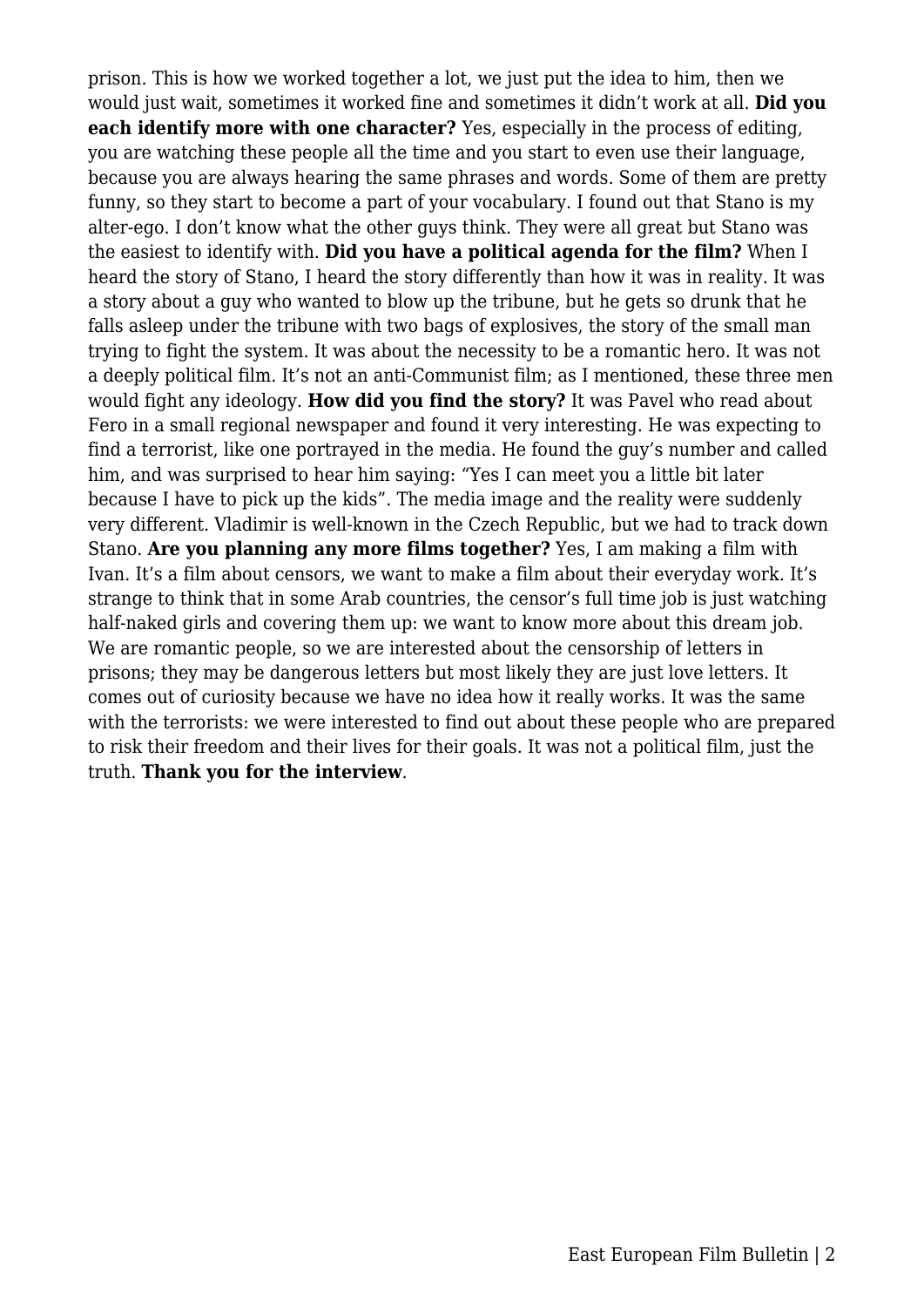prison. This is how we worked together a lot, we just put the idea to him, then we would just wait, sometimes it worked fine and sometimes it didn't work at all. **Did you each identify more with one character?** Yes, especially in the process of editing, you are watching these people all the time and you start to even use their language, because you are always hearing the same phrases and words. Some of them are pretty funny, so they start to become a part of your vocabulary. I found out that Stano is my alter-ego. I don't know what the other guys think. They were all great but Stano was the easiest to identify with. **Did you have a political agenda for the film?** When I heard the story of Stano, I heard the story differently than how it was in reality. It was a story about a guy who wanted to blow up the tribune, but he gets so drunk that he falls asleep under the tribune with two bags of explosives, the story of the small man trying to fight the system. It was about the necessity to be a romantic hero. It was not a deeply political film. It's not an anti-Communist film; as I mentioned, these three men would fight any ideology. **How did you find the story?** It was Pavel who read about Fero in a small regional newspaper and found it very interesting. He was expecting to find a terrorist, like one portrayed in the media. He found the guy's number and called him, and was surprised to hear him saying: "Yes I can meet you a little bit later because I have to pick up the kids". The media image and the reality were suddenly very different. Vladimir is well-known in the Czech Republic, but we had to track down Stano. **Are you planning any more films together?** Yes, I am making a film with Ivan. It's a film about censors, we want to make a film about their everyday work. It's strange to think that in some Arab countries, the censor's full time job is just watching half-naked girls and covering them up: we want to know more about this dream job. We are romantic people, so we are interested about the censorship of letters in prisons; they may be dangerous letters but most likely they are just love letters. It comes out of curiosity because we have no idea how it really works. It was the same with the terrorists: we were interested to find out about these people who are prepared to risk their freedom and their lives for their goals. It was not a political film, just the truth. **Thank you for the interview**.